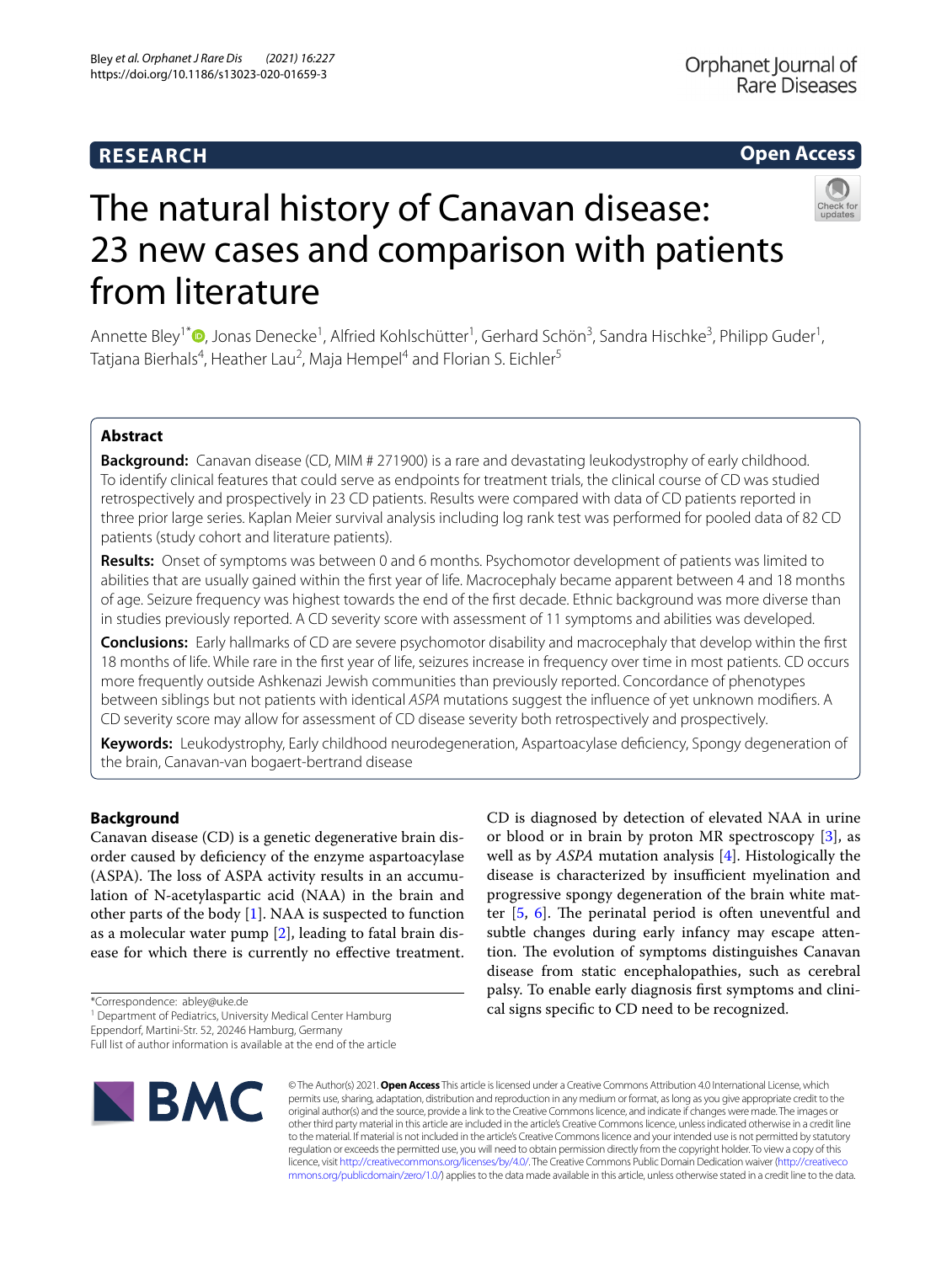RESEARCH

Open Access

# The natural history of Canavan disease: 23 new cases and comparison with patients from literature

Annette Bley[1*], Jonas Denecke[1], Alfried Kohlschütter[1], Gerhard Schön[3], Sandra Hischke[3], Philipp Guder[1], Tatjana Bierhals[4], Heather Lau[2], Maja Hempel[4] and Florian S. Eichler[5]

## Abstract

**Background:** Canavan disease (CD, MIM # 271900) is a rare and devastating leukodystrophy of early childhood. To identify clinical features that could serve as endpoints for treatment trials, the clinical course of CD was studied retrospectively and prospectively in 23 CD patients. Results were compared with data of CD patients reported in three prior large series. Kaplan Meier survival analysis including log rank test was performed for pooled data of 82 CD patients (study cohort and literature patients).

**Results:** Onset of symptoms was between 0 and 6 months. Psychomotor development of patients was limited to abilities that are usually gained within the first year of life. Macrocephaly became apparent between 4 and 18 months of age. Seizure frequency was highest towards the end of the first decade. Ethnic background was more diverse than in studies previously reported. A CD severity score with assessment of 11 symptoms and abilities was developed.

**Conclusions:** Early hallmarks of CD are severe psychomotor disability and macrocephaly that develop within the first 18 months of life. While rare in the first year of life, seizures increase in frequency over time in most patients. CD occurs more frequently outside Ashkenazi Jewish communities than previously reported. Concordance of phenotypes between siblings but not patients with identical *ASPA* mutations suggest the influence of yet unknown modifiers. A CD severity score may allow for assessment of CD disease severity both retrospectively and prospectively.

**Keywords:** Leukodystrophy, Early childhood neurodegeneration, Aspartoacylase deficiency, Spongy degeneration of the brain, Canavan-van bogaert-bertrand disease

## Background

Canavan disease (CD) is a genetic degenerative brain disorder caused by deficiency of the enzyme aspartoacylase (ASPA). The loss of ASPA activity results in an accumulation of N-acetylaspartic acid (NAA) in the brain and other parts of the body [1]. NAA is suspected to function as a molecular water pump [2], leading to fatal brain disease for which there is currently no effective treatment. CD is diagnosed by detection of elevated NAA in urine or blood or in brain by proton MR spectroscopy [3], as well as by *ASPA* mutation analysis [4]. Histologically the disease is characterized by insufficient myelination and progressive spongy degeneration of the brain white matter [5, 6]. The perinatal period is often uneventful and subtle changes during early infancy may escape attention. The evolution of symptoms distinguishes Canavan disease from static encephalopathies, such as cerebral palsy. To enable early diagnosis first symptoms and clinical signs specific to CD need to be recognized.

*Correspondence: abley@uke.de
[1] Department of Pediatrics, University Medical Center Hamburg Eppendorf, Martini-Str. 52, 20246 Hamburg, Germany
Full list of author information is available at the end of the article

© The Author(s) 2021. **Open Access** This article is licensed under a Creative Commons Attribution 4.0 International License, which permits use, sharing, adaptation, distribution and reproduction in any medium or format, as long as you give appropriate credit to the original author(s) and the source, provide a link to the Creative Commons licence, and indicate if changes were made. The images or other third party material in this article are included in the article's Creative Commons licence, unless indicated otherwise in a credit line to the material. If material is not included in the article's Creative Commons licence and your intended use is not permitted by statutory regulation or exceeds the permitted use, you will need to obtain permission directly from the copyright holder. To view a copy of this licence, visit http://creativecommons.org/licenses/by/4.0/. The Creative Commons Public Domain Dedication waiver (http://creativecommons.org/publicdomain/zero/1.0/) applies to the data made available in this article, unless otherwise stated in a credit line to the data.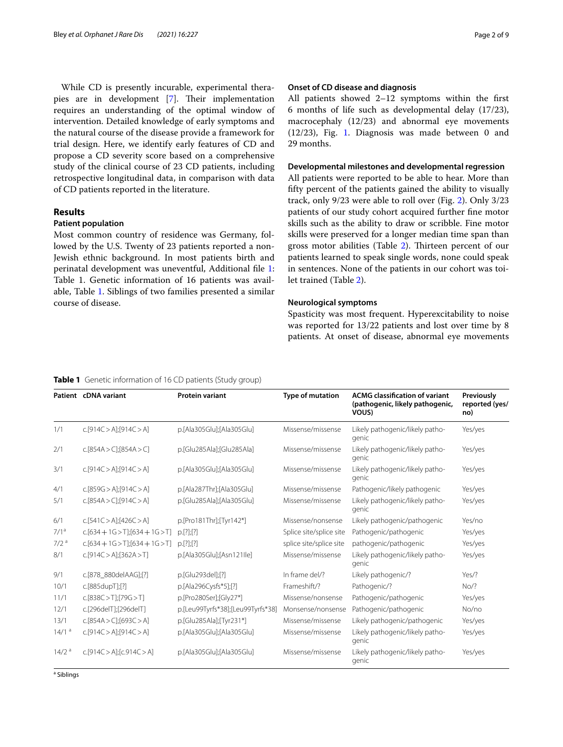While CD is presently incurable, experimental therapies are in development [7]. Their implementation requires an understanding of the optimal window of intervention. Detailed knowledge of early symptoms and the natural course of the disease provide a framework for trial design. Here, we identify early features of CD and propose a CD severity score based on a comprehensive study of the clinical course of 23 CD patients, including retrospective longitudinal data, in comparison with data of CD patients reported in the literature.

## Results

### Patient population

Most common country of residence was Germany, followed by the U.S. Twenty of 23 patients reported a non-Jewish ethnic background. In most patients birth and perinatal development was uneventful, Additional file 1: Table 1. Genetic information of 16 patients was available, Table 1. Siblings of two families presented a similar course of disease.

### Onset of CD disease and diagnosis

All patients showed 2–12 symptoms within the first 6 months of life such as developmental delay (17/23), macrocephaly (12/23) and abnormal eye movements (12/23), Fig. 1. Diagnosis was made between 0 and 29 months.

### Developmental milestones and developmental regression

All patients were reported to be able to hear. More than fifty percent of the patients gained the ability to visually track, only 9/23 were able to roll over (Fig. 2). Only 3/23 patients of our study cohort acquired further fine motor skills such as the ability to draw or scribble. Fine motor skills were preserved for a longer median time span than gross motor abilities (Table 2). Thirteen percent of our patients learned to speak single words, none could speak in sentences. None of the patients in our cohort was toilet trained (Table 2).

### Neurological symptoms

Spasticity was most frequent. Hyperexcitability to noise was reported for 13/22 patients and lost over time by 8 patients. At onset of disease, abnormal eye movements

**Table 1** Genetic information of 16 CD patients (Study group)

| Patient | cDNA variant | Protein variant | Type of mutation | ACMG classification of variant (pathogenic, likely pathogenic, VOUS) | Previously reported (yes/no) |
|---|---|---|---|---|---|
| 1/1 | c.[914C > A];[914C > A] | p.[Ala305Glu];[Ala305Glu] | Missense/missense | Likely pathogenic/likely pathogenic | Yes/yes |
| 2/1 | c.[854A > C];[854A > C] | p.[Glu285Ala];[Glu285Ala] | Missense/missense | Likely pathogenic/likely pathogenic | Yes/yes |
| 3/1 | c.[914C > A];[914C > A] | p.[Ala305Glu];[Ala305Glu] | Missense/missense | Likely pathogenic/likely pathogenic | Yes/yes |
| 4/1 | c.[859G > A];[914C > A] | p.[Ala287Thr];[Ala305Glu] | Missense/missense | Pathogenic/likely pathogenic | Yes/yes |
| 5/1 | c.[854A > C];[914C > A] | p.[Glu285Ala];[Ala305Glu] | Missense/missense | Likely pathogenic/likely pathogenic | Yes/yes |
| 6/1 | c.[541C > A];[426C > A] | p.[Pro181Thr];[Tyr142*] | Missense/nonsense | Likely pathogenic/pathogenic | Yes/no |
| 7/1 [a] | c.[634 + 1G > T];[634 + 1G > T] | p.[?];[?] | Splice site/splice site | Pathogenic/pathogenic | Yes/yes |
| 7/2 [a] | c.[634 + 1G > T];[634 + 1G > T] | p.[?];[?] | splice site/splice site | pathogenic/pathogenic | Yes/yes |
| 8/1 | c.[914C > A];[362A > T] | p.[Ala305Glu];[Asn121Ile] | Missense/missense | Likely pathogenic/likely pathogenic | Yes/yes |
| 9/1 | c.[878_880delAAG];[?] | p.[Glu293del];[?] | In frame del/? | Likely pathogenic/? | Yes/? |
| 10/1 | c.[885dupT];[?] | p.[Ala296Cysfs*5];[?] | Frameshift/? | Pathogenic/? | No/? |
| 11/1 | c.[838C > T];[79G > T] | p.[Pro280Ser];[Gly27*] | Missense/nonsense | Pathogenic/pathogenic | Yes/yes |
| 12/1 | c.[296delT];[296delT] | p.[Leu99Tyrfs*38];[Leu99Tyrfs*38] | Monsense/nonsense | Pathogenic/pathogenic | No/no |
| 13/1 | c.[854A > C];[693C > A] | p.[Glu285Ala];[Tyr231*] | Missense/missense | Likely pathogenic/pathogenic | Yes/yes |
| 14/1 [a] | c.[914C > A];[914C > A] | p.[Ala305Glu];[Ala305Glu] | Missense/missense | Likely pathogenic/likely pathogenic | Yes/yes |
| 14/2 [a] | c.[914C > A];[c.914C > A] | p.[Ala305Glu];[Ala305Glu] | Missense/missense | Likely pathogenic/likely pathogenic | Yes/yes |

[a] Siblings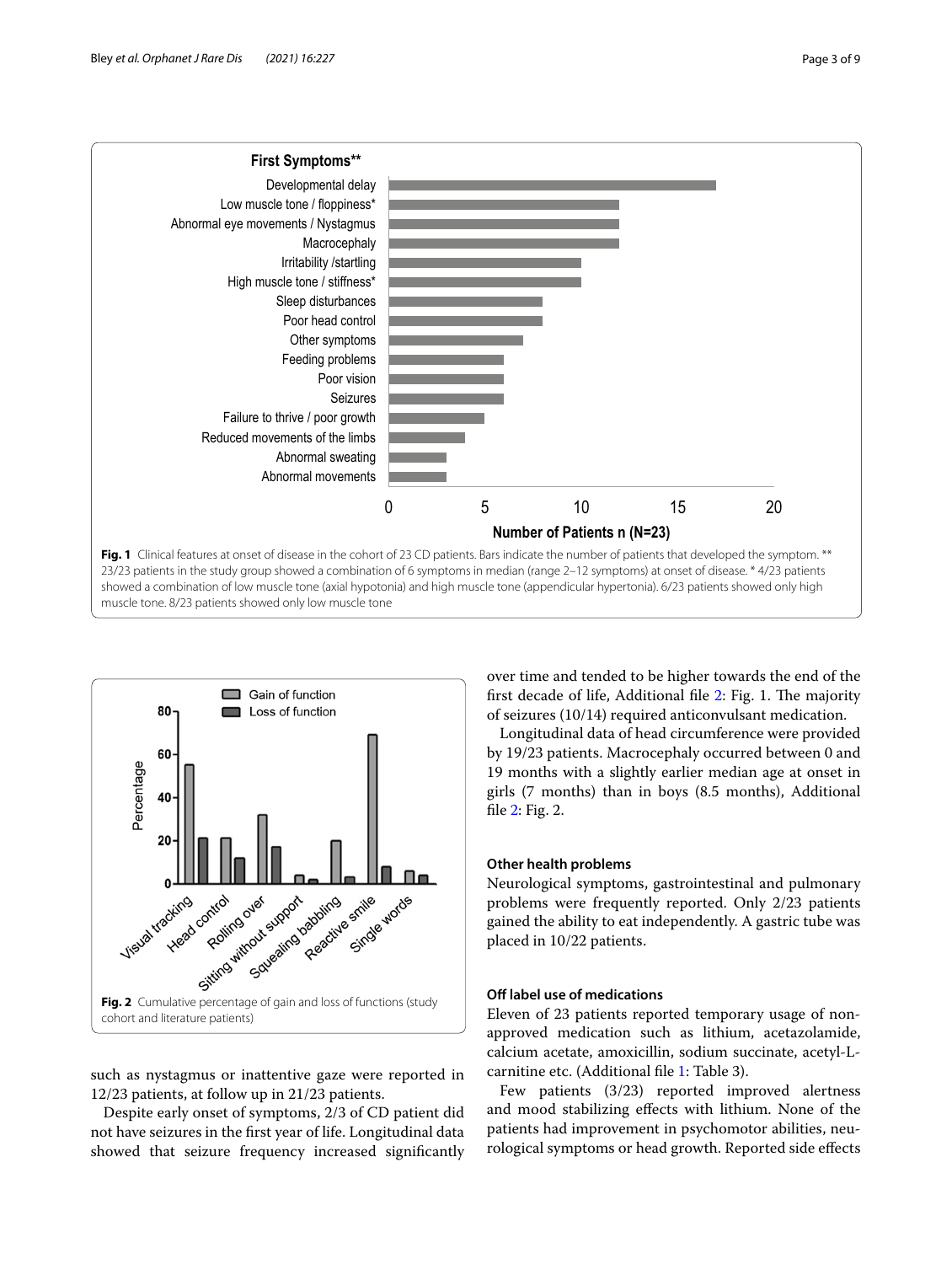**Fig. 1** Clinical features at onset of disease in the cohort of 23 CD patients. Bars indicate the number of patients that developed the symptom. ** 23/23 patients in the study group showed a combination of 6 symptoms in median (range 2–12 symptoms) at onset of disease. * 4/23 patients showed a combination of low muscle tone (axial hypotonia) and high muscle tone (appendicular hypertonia). 6/23 patients showed only high muscle tone. 8/23 patients showed only low muscle tone

**Fig. 2** Cumulative percentage of gain and loss of functions (study cohort and literature patients)

such as nystagmus or inattentive gaze were reported in 12/23 patients, at follow up in 21/23 patients.

Despite early onset of symptoms, 2/3 of CD patient did not have seizures in the first year of life. Longitudinal data showed that seizure frequency increased significantly over time and tended to be higher towards the end of the first decade of life, Additional file 2: Fig. 1. The majority of seizures (10/14) required anticonvulsant medication.

Longitudinal data of head circumference were provided by 19/23 patients. Macrocephaly occurred between 0 and 19 months with a slightly earlier median age at onset in girls (7 months) than in boys (8.5 months), Additional file 2: Fig. 2.

### Other health problems

Neurological symptoms, gastrointestinal and pulmonary problems were frequently reported. Only 2/23 patients gained the ability to eat independently. A gastric tube was placed in 10/22 patients.

### Off label use of medications

Eleven of 23 patients reported temporary usage of non-approved medication such as lithium, acetazolamide, calcium acetate, amoxicillin, sodium succinate, acetyl-L-carnitine etc. (Additional file 1: Table 3).

Few patients (3/23) reported improved alertness and mood stabilizing effects with lithium. None of the patients had improvement in psychomotor abilities, neurological symptoms or head growth. Reported side effects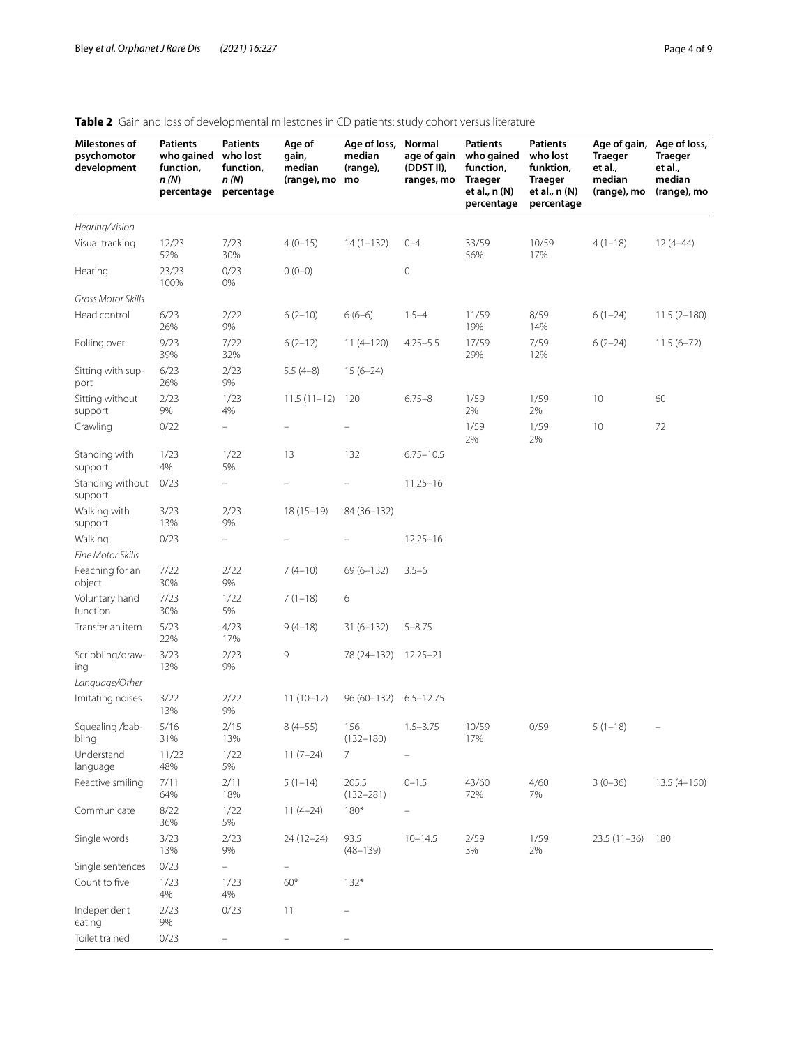**Table 2** Gain and loss of developmental milestones in CD patients: study cohort versus literature

| Milestones of psychomotor development | Patients who gained function, *n* (*N*) percentage | Patients who lost function, *n* (*N*) percentage | Age of gain, median (range), mo | Age of loss, median (range), mo | Normal age of gain (DDST II), ranges, mo | Patients who gained function, Traeger et al., n (N) percentage | Patients who lost funktion, Traeger et al., n (N) percentage | Age of gain, Traeger et al., median (range), mo | Age of loss, Traeger et al., median (range), mo |
|---|---|---|---|---|---|---|---|---|---|
| *Hearing/Vision* | | | | | | | | | |
| Visual tracking | 12/23 52% | 7/23 30% | 4 (0–15) | 14 (1–132) | 0–4 | 33/59 56% | 10/59 17% | 4 (1–18) | 12 (4–44) |
| Hearing | 23/23 100% | 0/23 0% | 0 (0–0) | | 0 | | | | |
| *Gross Motor Skills* | | | | | | | | | |
| Head control | 6/23 26% | 2/22 9% | 6 (2–10) | 6 (6–6) | 1.5–4 | 11/59 19% | 8/59 14% | 6 (1–24) | 11.5 (2–180) |
| Rolling over | 9/23 39% | 7/22 32% | 6 (2–12) | 11 (4–120) | 4.25–5.5 | 17/59 29% | 7/59 12% | 6 (2–24) | 11.5 (6–72) |
| Sitting with support | 6/23 26% | 2/23 9% | 5.5 (4–8) | 15 (6–24) | | | | | |
| Sitting without support | 2/23 9% | 1/23 4% | 11.5 (11–12) | 120 | 6.75–8 | 1/59 2% | 1/59 2% | 10 | 60 |
| Crawling | 0/22 | – | – | – | | 1/59 2% | 1/59 2% | 10 | 72 |
| Standing with support | 1/23 4% | 1/22 5% | 13 | 132 | 6.75–10.5 | | | | |
| Standing without support | 0/23 | – | – | – | 11.25–16 | | | | |
| Walking with support | 3/23 13% | 2/23 9% | 18 (15–19) | 84 (36–132) | | | | | |
| Walking | 0/23 | – | – | – | 12.25–16 | | | | |
| *Fine Motor Skills* | | | | | | | | | |
| Reaching for an object | 7/22 30% | 2/22 9% | 7 (4–10) | 69 (6–132) | 3.5–6 | | | | |
| Voluntary hand function | 7/23 30% | 1/22 5% | 7 (1–18) | 6 | | | | | |
| Transfer an item | 5/23 22% | 4/23 17% | 9 (4–18) | 31 (6–132) | 5–8.75 | | | | |
| Scribbling/drawing | 3/23 13% | 2/23 9% | 9 | 78 (24–132) | 12.25–21 | | | | |
| *Language/Other* | | | | | | | | | |
| Imitating noises | 3/22 13% | 2/22 9% | 11 (10–12) | 96 (60–132) | 6.5–12.75 | | | | |
| Squealing /babbling | 5/16 31% | 2/15 13% | 8 (4–55) | 156 (132–180) | 1.5–3.75 | 10/59 17% | 0/59 | 5 (1–18) | – |
| Understand language | 11/23 48% | 1/22 5% | 11 (7–24) | 7 | – | | | | |
| Reactive smiling | 7/11 64% | 2/11 18% | 5 (1–14) | 205.5 (132–281) | 0–1.5 | 43/60 72% | 4/60 7% | 3 (0–36) | 13.5 (4–150) |
| Communicate | 8/22 36% | 1/22 5% | 11 (4–24) | 180* | – | | | | |
| Single words | 3/23 13% | 2/23 9% | 24 (12–24) | 93.5 (48–139) | 10–14.5 | 2/59 3% | 1/59 2% | 23.5 (11–36) | 180 |
| Single sentences | 0/23 | – | – | | | | | | |
| Count to five | 1/23 4% | 1/23 4% | 60* | 132* | | | | | |
| Independent eating | 2/23 9% | 0/23 | 11 | – | | | | | |
| Toilet trained | 0/23 | – | – | – | | | | | |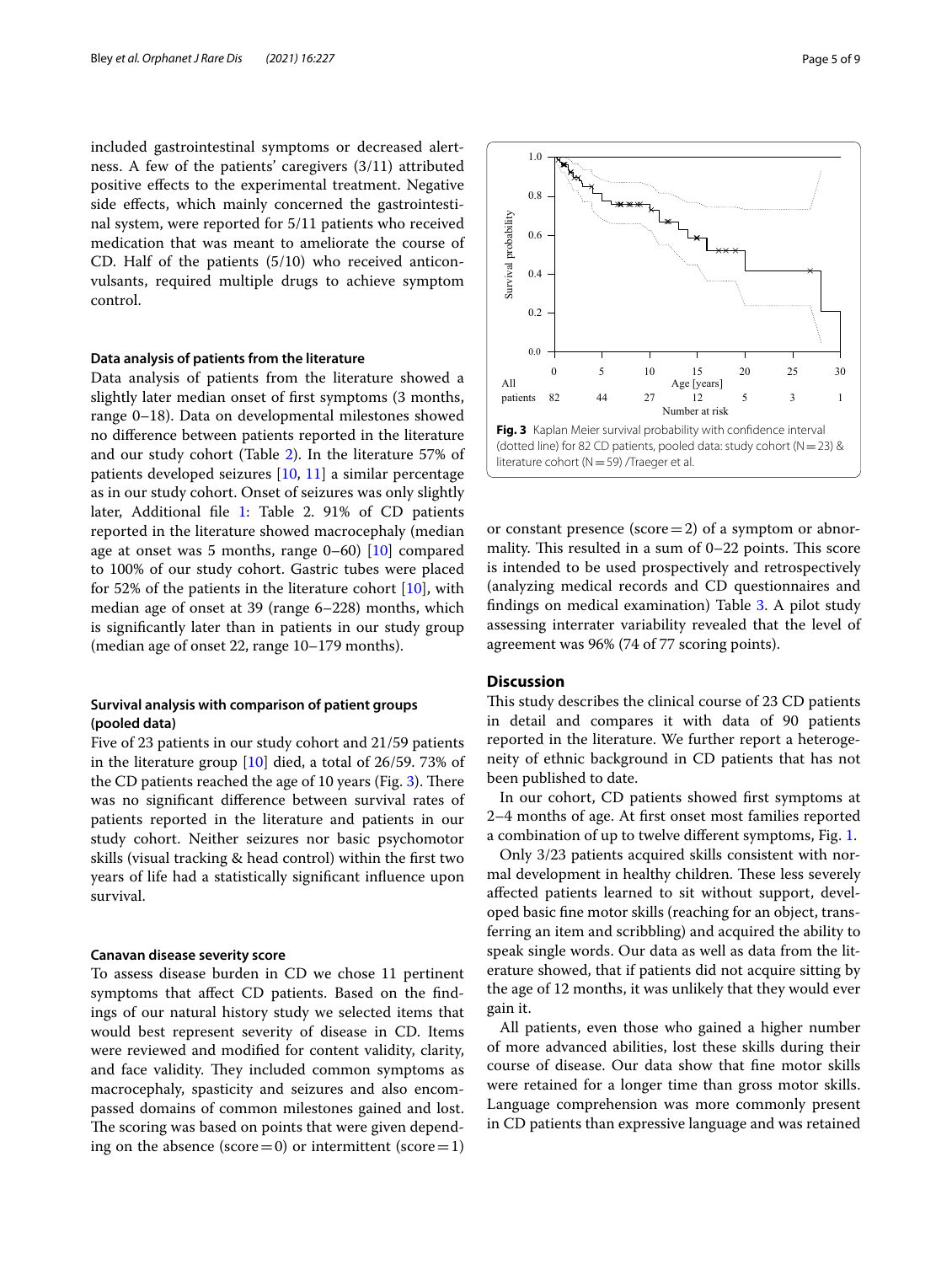included gastrointestinal symptoms or decreased alertness. A few of the patients' caregivers (3/11) attributed positive effects to the experimental treatment. Negative side effects, which mainly concerned the gastrointestinal system, were reported for 5/11 patients who received medication that was meant to ameliorate the course of CD. Half of the patients (5/10) who received anticonvulsants, required multiple drugs to achieve symptom control.

#### Data analysis of patients from the literature

Data analysis of patients from the literature showed a slightly later median onset of first symptoms (3 months, range 0–18). Data on developmental milestones showed no difference between patients reported in the literature and our study cohort (Table 2). In the literature 57% of patients developed seizures [10, 11] a similar percentage as in our study cohort. Onset of seizures was only slightly later, Additional file 1: Table 2. 91% of CD patients reported in the literature showed macrocephaly (median age at onset was 5 months, range 0–60) [10] compared to 100% of our study cohort. Gastric tubes were placed for 52% of the patients in the literature cohort [10], with median age of onset at 39 (range 6–228) months, which is significantly later than in patients in our study group (median age of onset 22, range 10–179 months).

#### Survival analysis with comparison of patient groups (pooled data)

Five of 23 patients in our study cohort and 21/59 patients in the literature group [10] died, a total of 26/59. 73% of the CD patients reached the age of 10 years (Fig. 3). There was no significant difference between survival rates of patients reported in the literature and patients in our study cohort. Neither seizures nor basic psychomotor skills (visual tracking & head control) within the first two years of life had a statistically significant influence upon survival.

**Fig. 3** Kaplan Meier survival probability with confidence interval (dotted line) for 82 CD patients, pooled data: study cohort (N = 23) & literature cohort (N = 59) /Traeger et al.

#### Canavan disease severity score

To assess disease burden in CD we chose 11 pertinent symptoms that affect CD patients. Based on the findings of our natural history study we selected items that would best represent severity of disease in CD. Items were reviewed and modified for content validity, clarity, and face validity. They included common symptoms as macrocephaly, spasticity and seizures and also encompassed domains of common milestones gained and lost. The scoring was based on points that were given depending on the absence (score = 0) or intermittent (score = 1) or constant presence (score = 2) of a symptom or abnormality. This resulted in a sum of 0–22 points. This score is intended to be used prospectively and retrospectively (analyzing medical records and CD questionnaires and findings on medical examination) Table 3. A pilot study assessing interrater variability revealed that the level of agreement was 96% (74 of 77 scoring points).

## Discussion

This study describes the clinical course of 23 CD patients in detail and compares it with data of 90 patients reported in the literature. We further report a heterogeneity of ethnic background in CD patients that has not been published to date.

In our cohort, CD patients showed first symptoms at 2–4 months of age. At first onset most families reported a combination of up to twelve different symptoms, Fig. 1.

Only 3/23 patients acquired skills consistent with normal development in healthy children. These less severely affected patients learned to sit without support, developed basic fine motor skills (reaching for an object, transferring an item and scribbling) and acquired the ability to speak single words. Our data as well as data from the literature showed, that if patients did not acquire sitting by the age of 12 months, it was unlikely that they would ever gain it.

All patients, even those who gained a higher number of more advanced abilities, lost these skills during their course of disease. Our data show that fine motor skills were retained for a longer time than gross motor skills. Language comprehension was more commonly present in CD patients than expressive language and was retained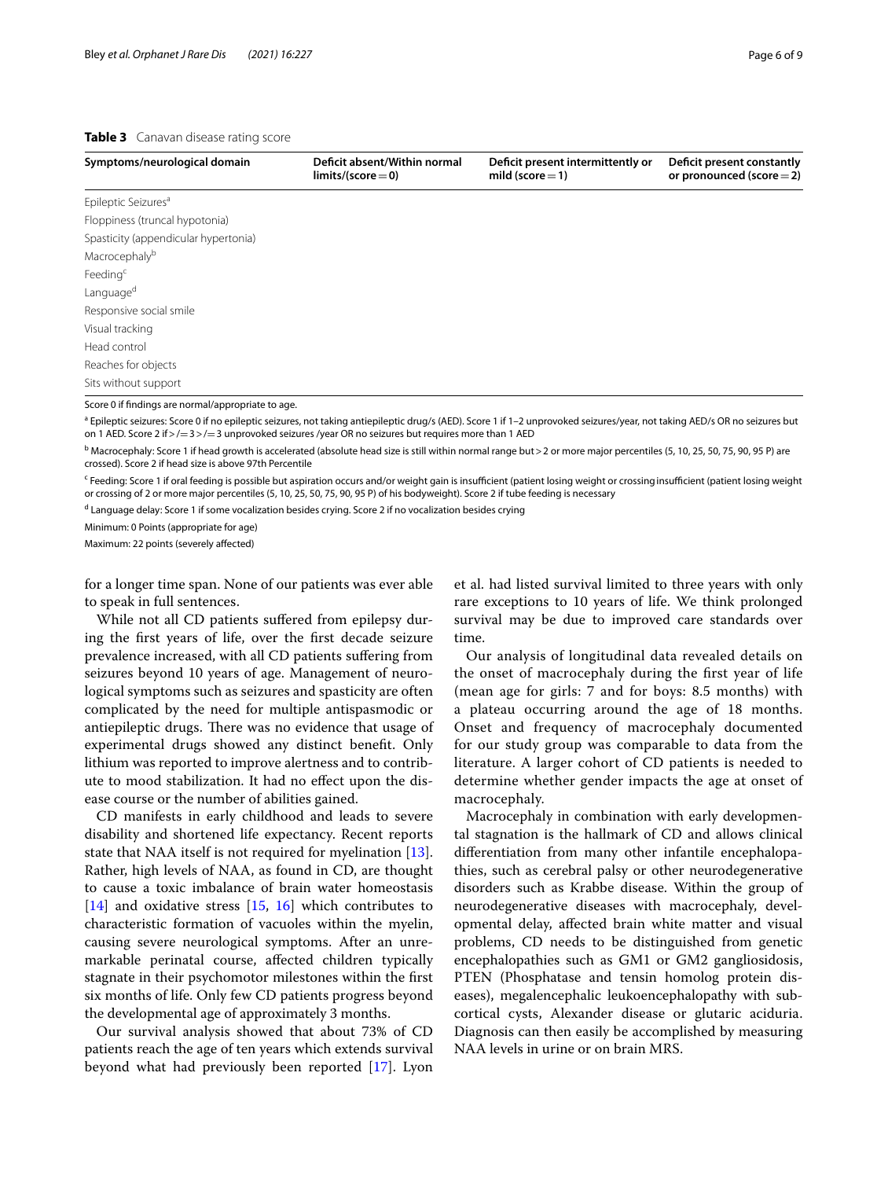**Table 3** Canavan disease rating score

| Symptoms/neurological domain | Deficit absent/Within normal limits/(score = 0) | Deficit present intermittently or mild (score = 1) | Deficit present constantly or pronounced (score = 2) |
|---|---|---|---|
| Epileptic Seizures[a] | | | |
| Floppiness (truncal hypotonia) | | | |
| Spasticity (appendicular hypertonia) | | | |
| Macrocephaly[b] | | | |
| Feeding[c] | | | |
| Language[d] | | | |
| Responsive social smile | | | |
| Visual tracking | | | |
| Head control | | | |
| Reaches for objects | | | |
| Sits without support | | | |

Score 0 if findings are normal/appropriate to age.

[a] Epileptic seizures: Score 0 if no epileptic seizures, not taking antiepileptic drug/s (AED). Score 1 if 1–2 unprovoked seizures/year, not taking AED/s OR no seizures but on 1 AED. Score 2 if >/= 3 >/= 3 unprovoked seizures /year OR no seizures but requires more than 1 AED

[b] Macrocephaly: Score 1 if head growth is accelerated (absolute head size is still within normal range but > 2 or more major percentiles (5, 10, 25, 50, 75, 90, 95 P) are crossed). Score 2 if head size is above 97th Percentile

[c] Feeding: Score 1 if oral feeding is possible but aspiration occurs and/or weight gain is insufficient (patient losing weight or crossing insufficient (patient losing weight or crossing of 2 or more major percentiles (5, 10, 25, 50, 75, 90, 95 P) of his bodyweight). Score 2 if tube feeding is necessary

[d] Language delay: Score 1 if some vocalization besides crying. Score 2 if no vocalization besides crying

Minimum: 0 Points (appropriate for age)

Maximum: 22 points (severely affected)

for a longer time span. None of our patients was ever able to speak in full sentences.

While not all CD patients suffered from epilepsy during the first years of life, over the first decade seizure prevalence increased, with all CD patients suffering from seizures beyond 10 years of age. Management of neurological symptoms such as seizures and spasticity are often complicated by the need for multiple antispasmodic or antiepileptic drugs. There was no evidence that usage of experimental drugs showed any distinct benefit. Only lithium was reported to improve alertness and to contribute to mood stabilization. It had no effect upon the disease course or the number of abilities gained.

CD manifests in early childhood and leads to severe disability and shortened life expectancy. Recent reports state that NAA itself is not required for myelination [13]. Rather, high levels of NAA, as found in CD, are thought to cause a toxic imbalance of brain water homeostasis [14] and oxidative stress [15, 16] which contributes to characteristic formation of vacuoles within the myelin, causing severe neurological symptoms. After an unremarkable perinatal course, affected children typically stagnate in their psychomotor milestones within the first six months of life. Only few CD patients progress beyond the developmental age of approximately 3 months.

Our survival analysis showed that about 73% of CD patients reach the age of ten years which extends survival beyond what had previously been reported [17]. Lyon et al. had listed survival limited to three years with only rare exceptions to 10 years of life. We think prolonged survival may be due to improved care standards over time.

Our analysis of longitudinal data revealed details on the onset of macrocephaly during the first year of life (mean age for girls: 7 and for boys: 8.5 months) with a plateau occurring around the age of 18 months. Onset and frequency of macrocephaly documented for our study group was comparable to data from the literature. A larger cohort of CD patients is needed to determine whether gender impacts the age at onset of macrocephaly.

Macrocephaly in combination with early developmental stagnation is the hallmark of CD and allows clinical differentiation from many other infantile encephalopathies, such as cerebral palsy or other neurodegenerative disorders such as Krabbe disease. Within the group of neurodegenerative diseases with macrocephaly, developmental delay, affected brain white matter and visual problems, CD needs to be distinguished from genetic encephalopathies such as GM1 or GM2 gangliosidosis, PTEN (Phosphatase and tensin homolog protein diseases), megalencephalic leukoencephalopathy with subcortical cysts, Alexander disease or glutaric aciduria. Diagnosis can then easily be accomplished by measuring NAA levels in urine or on brain MRS.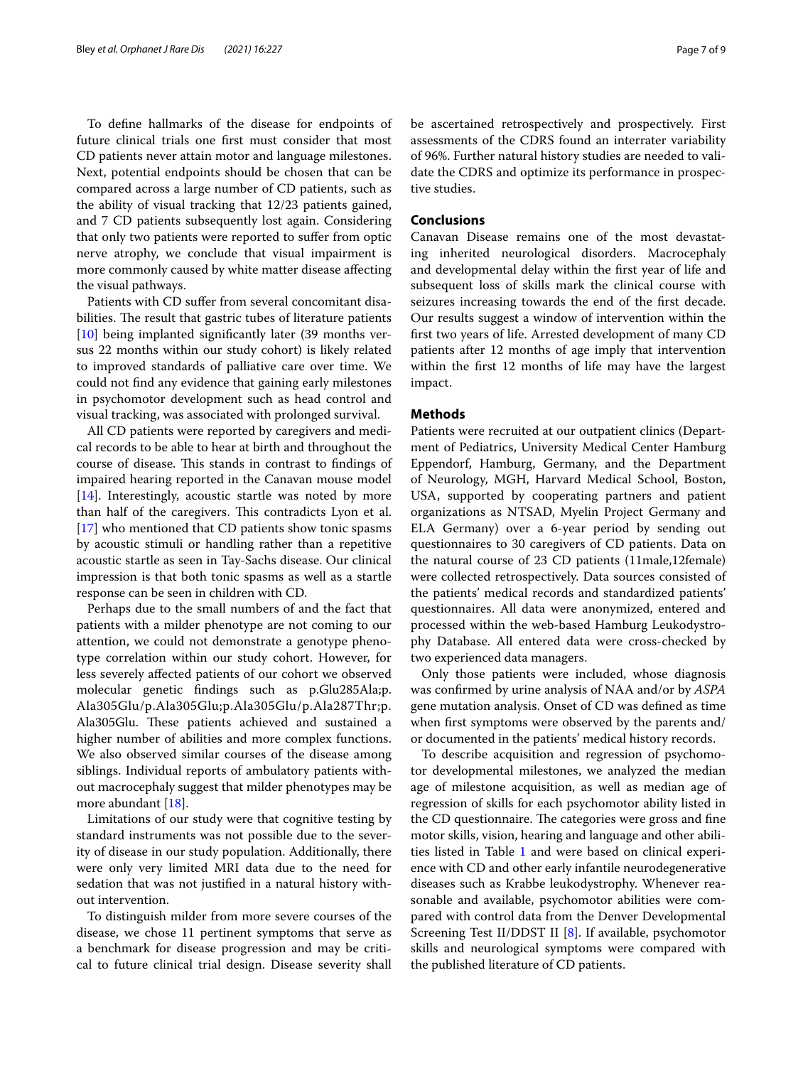To define hallmarks of the disease for endpoints of future clinical trials one first must consider that most CD patients never attain motor and language milestones. Next, potential endpoints should be chosen that can be compared across a large number of CD patients, such as the ability of visual tracking that 12/23 patients gained, and 7 CD patients subsequently lost again. Considering that only two patients were reported to suffer from optic nerve atrophy, we conclude that visual impairment is more commonly caused by white matter disease affecting the visual pathways.

Patients with CD suffer from several concomitant disabilities. The result that gastric tubes of literature patients [10] being implanted significantly later (39 months versus 22 months within our study cohort) is likely related to improved standards of palliative care over time. We could not find any evidence that gaining early milestones in psychomotor development such as head control and visual tracking, was associated with prolonged survival.

All CD patients were reported by caregivers and medical records to be able to hear at birth and throughout the course of disease. This stands in contrast to findings of impaired hearing reported in the Canavan mouse model [14]. Interestingly, acoustic startle was noted by more than half of the caregivers. This contradicts Lyon et al. [17] who mentioned that CD patients show tonic spasms by acoustic stimuli or handling rather than a repetitive acoustic startle as seen in Tay-Sachs disease. Our clinical impression is that both tonic spasms as well as a startle response can be seen in children with CD.

Perhaps due to the small numbers of and the fact that patients with a milder phenotype are not coming to our attention, we could not demonstrate a genotype phenotype correlation within our study cohort. However, for less severely affected patients of our cohort we observed molecular genetic findings such as p.Glu285Ala;p.Ala305Glu/p.Ala305Glu;p.Ala305Glu/p.Ala287Thr;p.Ala305Glu. These patients achieved and sustained a higher number of abilities and more complex functions. We also observed similar courses of the disease among siblings. Individual reports of ambulatory patients without macrocephaly suggest that milder phenotypes may be more abundant [18].

Limitations of our study were that cognitive testing by standard instruments was not possible due to the severity of disease in our study population. Additionally, there were only very limited MRI data due to the need for sedation that was not justified in a natural history without intervention.

To distinguish milder from more severe courses of the disease, we chose 11 pertinent symptoms that serve as a benchmark for disease progression and may be critical to future clinical trial design. Disease severity shall be ascertained retrospectively and prospectively. First assessments of the CDRS found an interrater variability of 96%. Further natural history studies are needed to validate the CDRS and optimize its performance in prospective studies.

## Conclusions

Canavan Disease remains one of the most devastating inherited neurological disorders. Macrocephaly and developmental delay within the first year of life and subsequent loss of skills mark the clinical course with seizures increasing towards the end of the first decade. Our results suggest a window of intervention within the first two years of life. Arrested development of many CD patients after 12 months of age imply that intervention within the first 12 months of life may have the largest impact.

## Methods

Patients were recruited at our outpatient clinics (Department of Pediatrics, University Medical Center Hamburg Eppendorf, Hamburg, Germany, and the Department of Neurology, MGH, Harvard Medical School, Boston, USA, supported by cooperating partners and patient organizations as NTSAD, Myelin Project Germany and ELA Germany) over a 6-year period by sending out questionnaires to 30 caregivers of CD patients. Data on the natural course of 23 CD patients (11male,12female) were collected retrospectively. Data sources consisted of the patients' medical records and standardized patients' questionnaires. All data were anonymized, entered and processed within the web-based Hamburg Leukodystrophy Database. All entered data were cross-checked by two experienced data managers.

Only those patients were included, whose diagnosis was confirmed by urine analysis of NAA and/or by *ASPA* gene mutation analysis. Onset of CD was defined as time when first symptoms were observed by the parents and/or documented in the patients' medical history records.

To describe acquisition and regression of psychomotor developmental milestones, we analyzed the median age of milestone acquisition, as well as median age of regression of skills for each psychomotor ability listed in the CD questionnaire. The categories were gross and fine motor skills, vision, hearing and language and other abilities listed in Table 1 and were based on clinical experience with CD and other early infantile neurodegenerative diseases such as Krabbe leukodystrophy. Whenever reasonable and available, psychomotor abilities were compared with control data from the Denver Developmental Screening Test II/DDST II [8]. If available, psychomotor skills and neurological symptoms were compared with the published literature of CD patients.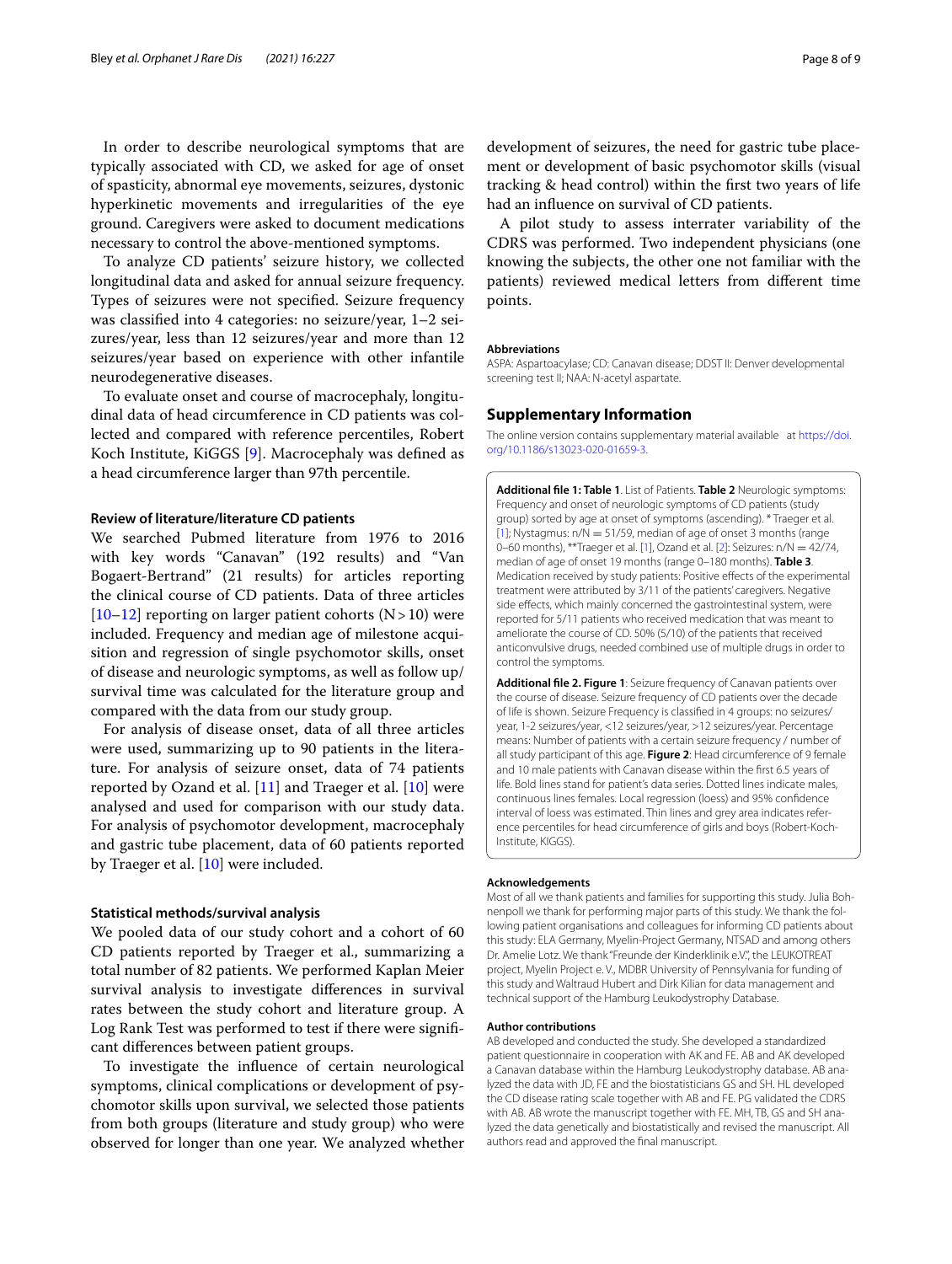In order to describe neurological symptoms that are typically associated with CD, we asked for age of onset of spasticity, abnormal eye movements, seizures, dystonic hyperkinetic movements and irregularities of the eye ground. Caregivers were asked to document medications necessary to control the above-mentioned symptoms.

To analyze CD patients' seizure history, we collected longitudinal data and asked for annual seizure frequency. Types of seizures were not specified. Seizure frequency was classified into 4 categories: no seizure/year, 1–2 seizures/year, less than 12 seizures/year and more than 12 seizures/year based on experience with other infantile neurodegenerative diseases.

To evaluate onset and course of macrocephaly, longitudinal data of head circumference in CD patients was collected and compared with reference percentiles, Robert Koch Institute, KiGGS [9]. Macrocephaly was defined as a head circumference larger than 97th percentile.

### Review of literature/literature CD patients

We searched Pubmed literature from 1976 to 2016 with key words "Canavan" (192 results) and "Van Bogaert-Bertrand" (21 results) for articles reporting the clinical course of CD patients. Data of three articles [10–12] reporting on larger patient cohorts ($N > 10$) were included. Frequency and median age of milestone acquisition and regression of single psychomotor skills, onset of disease and neurologic symptoms, as well as follow up/survival time was calculated for the literature group and compared with the data from our study group.

For analysis of disease onset, data of all three articles were used, summarizing up to 90 patients in the literature. For analysis of seizure onset, data of 74 patients reported by Ozand et al. [11] and Traeger et al. [10] were analysed and used for comparison with our study data. For analysis of psychomotor development, macrocephaly and gastric tube placement, data of 60 patients reported by Traeger et al. [10] were included.

### Statistical methods/survival analysis

We pooled data of our study cohort and a cohort of 60 CD patients reported by Traeger et al., summarizing a total number of 82 patients. We performed Kaplan Meier survival analysis to investigate differences in survival rates between the study cohort and literature group. A Log Rank Test was performed to test if there were significant differences between patient groups.

To investigate the influence of certain neurological symptoms, clinical complications or development of psychomotor skills upon survival, we selected those patients from both groups (literature and study group) who were observed for longer than one year. We analyzed whether development of seizures, the need for gastric tube placement or development of basic psychomotor skills (visual tracking & head control) within the first two years of life had an influence on survival of CD patients.

A pilot study to assess interrater variability of the CDRS was performed. Two independent physicians (one knowing the subjects, the other one not familiar with the patients) reviewed medical letters from different time points.

#### Abbreviations

ASPA: Aspartoacylase; CD: Canavan disease; DDST II: Denver developmental screening test II; NAA: N-acetyl aspartate.

## Supplementary Information

The online version contains supplementary material available at https://doi.org/10.1186/s13023-020-01659-3.

**Additional file 1: Table 1**. List of Patients. **Table 2** Neurologic symptoms: Frequency and onset of neurologic symptoms of CD patients (study group) sorted by age at onset of symptoms (ascending). * Traeger et al. [1]; Nystagmus: n/N = 51/59, median of age of onset 3 months (range 0–60 months), **Traeger et al. [1], Ozand et al. [2]: Seizures: n/N = 42/74, median of age of onset 19 months (range 0–180 months). **Table 3**. Medication received by study patients: Positive effects of the experimental treatment were attributed by 3/11 of the patients' caregivers. Negative side effects, which mainly concerned the gastrointestinal system, were reported for 5/11 patients who received medication that was meant to ameliorate the course of CD. 50% (5/10) of the patients that received anticonvulsive drugs, needed combined use of multiple drugs in order to control the symptoms.

**Additional file 2. Figure 1**: Seizure frequency of Canavan patients over the course of disease. Seizure frequency of CD patients over the decade of life is shown. Seizure Frequency is classified in 4 groups: no seizures/year, 1-2 seizures/year, <12 seizures/year, >12 seizures/year. Percentage means: Number of patients with a certain seizure frequency / number of all study participant of this age. **Figure 2**: Head circumference of 9 female and 10 male patients with Canavan disease within the first 6.5 years of life. Bold lines stand for patient's data series. Dotted lines indicate males, continuous lines females. Local regression (loess) and 95% confidence interval of loess was estimated. Thin lines and grey area indicates reference percentiles for head circumference of girls and boys (Robert-Koch-Institute, KIGGS).

#### Acknowledgements

Most of all we thank patients and families for supporting this study. Julia Bohnenpoll we thank for performing major parts of this study. We thank the following patient organisations and colleagues for informing CD patients about this study: ELA Germany, Myelin-Project Germany, NTSAD and among others Dr. Amelie Lotz. We thank "Freunde der Kinderklinik e.V.", the LEUKOTREAT project, Myelin Project e. V., MDBR University of Pennsylvania for funding of this study and Waltraud Hubert and Dirk Kilian for data management and technical support of the Hamburg Leukodystrophy Database.

#### Author contributions

AB developed and conducted the study. She developed a standardized patient questionnaire in cooperation with AK and FE. AB and AK developed a Canavan database within the Hamburg Leukodystrophy database. AB analyzed the data with JD, FE and the biostatisticians GS and SH. HL developed the CD disease rating scale together with AB and FE. PG validated the CDRS with AB. AB wrote the manuscript together with FE. MH, TB, GS and SH analyzed the data genetically and biostatistically and revised the manuscript. All authors read and approved the final manuscript.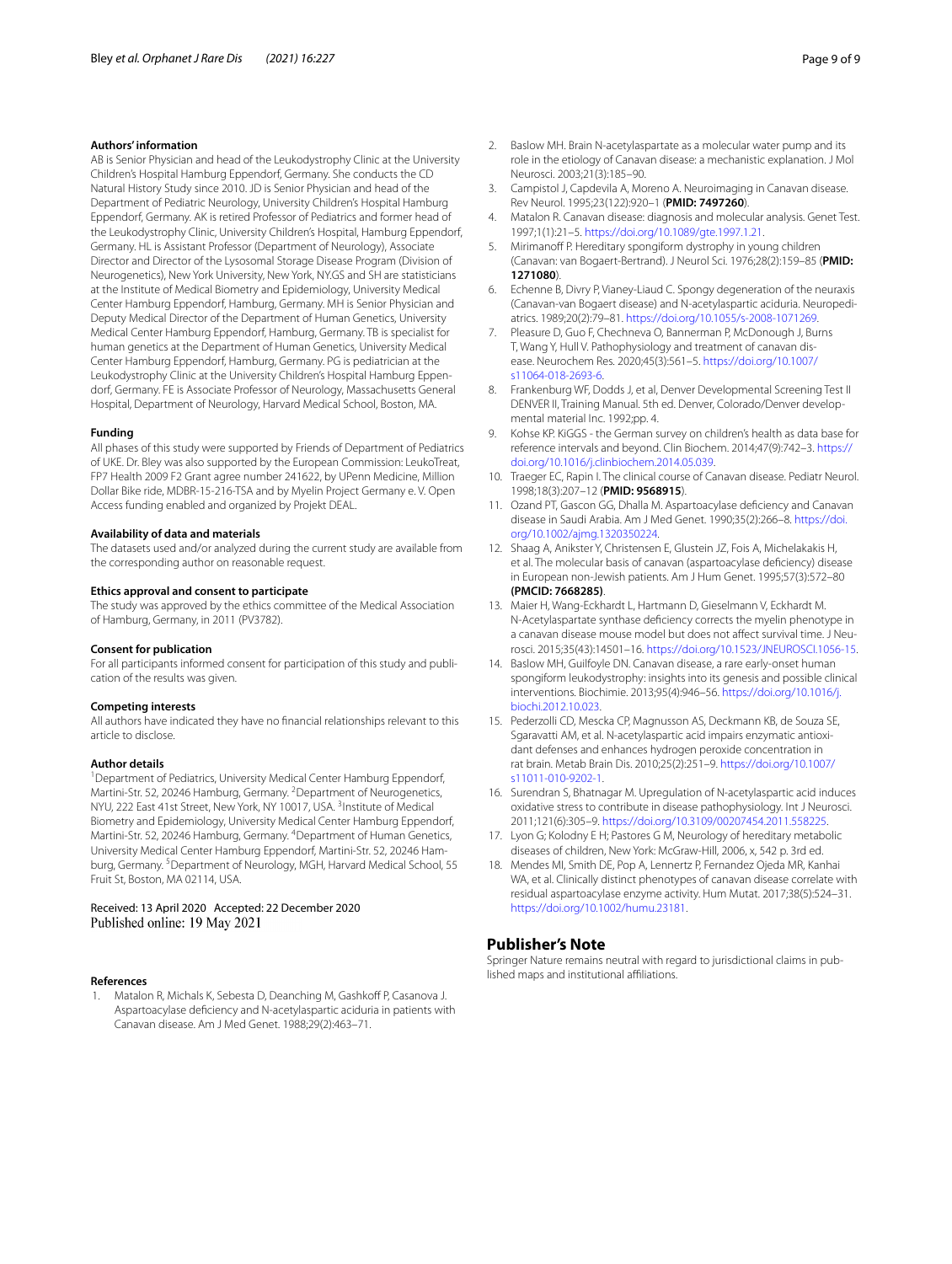### Authors' information

AB is Senior Physician and head of the Leukodystrophy Clinic at the University Children's Hospital Hamburg Eppendorf, Germany. She conducts the CD Natural History Study since 2010. JD is Senior Physician and head of the Department of Pediatric Neurology, University Children's Hospital Hamburg Eppendorf, Germany. AK is retired Professor of Pediatrics and former head of the Leukodystrophy Clinic, University Children's Hospital, Hamburg Eppendorf, Germany. HL is Assistant Professor (Department of Neurology), Associate Director and Director of the Lysosomal Storage Disease Program (Division of Neurogenetics), New York University, New York, NY.GS and SH are statisticians at the Institute of Medical Biometry and Epidemiology, University Medical Center Hamburg Eppendorf, Hamburg, Germany. MH is Senior Physician and Deputy Medical Director of the Department of Human Genetics, University Medical Center Hamburg Eppendorf, Hamburg, Germany. TB is specialist for human genetics at the Department of Human Genetics, University Medical Center Hamburg Eppendorf, Hamburg, Germany. PG is pediatrician at the Leukodystrophy Clinic at the University Children's Hospital Hamburg Eppendorf, Germany. FE is Associate Professor of Neurology, Massachusetts General Hospital, Department of Neurology, Harvard Medical School, Boston, MA.

### Funding

All phases of this study were supported by Friends of Department of Pediatrics of UKE. Dr. Bley was also supported by the European Commission: LeukoTreat, FP7 Health 2009 F2 Grant agree number 241622, by UPenn Medicine, Million Dollar Bike ride, MDBR-15-216-TSA and by Myelin Project Germany e. V. Open Access funding enabled and organized by Projekt DEAL.

### Availability of data and materials

The datasets used and/or analyzed during the current study are available from the corresponding author on reasonable request.

### Ethics approval and consent to participate

The study was approved by the ethics committee of the Medical Association of Hamburg, Germany, in 2011 (PV3782).

### Consent for publication

For all participants informed consent for participation of this study and publication of the results was given.

### Competing interests

All authors have indicated they have no financial relationships relevant to this article to disclose.

### Author details

[1]Department of Pediatrics, University Medical Center Hamburg Eppendorf, Martini-Str. 52, 20246 Hamburg, Germany. [2]Department of Neurogenetics, NYU, 222 East 41st Street, New York, NY 10017, USA. [3]Institute of Medical Biometry and Epidemiology, University Medical Center Hamburg Eppendorf, Martini-Str. 52, 20246 Hamburg, Germany. [4]Department of Human Genetics, University Medical Center Hamburg Eppendorf, Martini-Str. 52, 20246 Hamburg, Germany. [5]Department of Neurology, MGH, Harvard Medical School, 55 Fruit St, Boston, MA 02114, USA.

Received: 13 April 2020 Accepted: 22 December 2020
Published online: 19 May 2021

### References

1. Matalon R, Michals K, Sebesta D, Deanching M, Gashkoff P, Casanova J. Aspartoacylase deficiency and N-acetylaspartic aciduria in patients with Canavan disease. Am J Med Genet. 1988;29(2):463–71.
2. Baslow MH. Brain N-acetylaspartate as a molecular water pump and its role in the etiology of Canavan disease: a mechanistic explanation. J Mol Neurosci. 2003;21(3):185–90.
3. Campistol J, Capdevila A, Moreno A. Neuroimaging in Canavan disease. Rev Neurol. 1995;23(122):920–1 (**PMID: 7497260**).
4. Matalon R. Canavan disease: diagnosis and molecular analysis. Genet Test. 1997;1(1):21–5. https://doi.org/10.1089/gte.1997.1.21.
5. Mirimanoff P. Hereditary spongiform dystrophy in young children (Canavan: van Bogaert-Bertrand). J Neurol Sci. 1976;28(2):159–85 (**PMID: 1271080**).
6. Echenne B, Divry P, Vianey-Liaud C. Spongy degeneration of the neuraxis (Canavan-van Bogaert disease) and N-acetylaspartic aciduria. Neuropediatrics. 1989;20(2):79–81. https://doi.org/10.1055/s-2008-1071269.
7. Pleasure D, Guo F, Chechneva O, Bannerman P, McDonough J, Burns T, Wang Y, Hull V. Pathophysiology and treatment of canavan disease. Neurochem Res. 2020;45(3):561–5. https://doi.org/10.1007/s11064-018-2693-6.
8. Frankenburg WF, Dodds J, et al, Denver Developmental Screening Test II DENVER II, Training Manual. 5th ed. Denver, Colorado/Denver developmental material Inc. 1992;pp. 4.
9. Kohse KP. KiGGS - the German survey on children's health as data base for reference intervals and beyond. Clin Biochem. 2014;47(9):742–3. https://doi.org/10.1016/j.clinbiochem.2014.05.039.
10. Traeger EC, Rapin I. The clinical course of Canavan disease. Pediatr Neurol. 1998;18(3):207–12 (**PMID: 9568915**).
11. Ozand PT, Gascon GG, Dhalla M. Aspartoacylase deficiency and Canavan disease in Saudi Arabia. Am J Med Genet. 1990;35(2):266–8. https://doi.org/10.1002/ajmg.1320350224.
12. Shaag A, Anikster Y, Christensen E, Glustein JZ, Fois A, Michelakakis H, et al. The molecular basis of canavan (aspartoacylase deficiency) disease in European non-Jewish patients. Am J Hum Genet. 1995;57(3):572–80 **(PMCID: 7668285)**.
13. Maier H, Wang-Eckhardt L, Hartmann D, Gieselmann V, Eckhardt M. N-Acetylaspartate synthase deficiency corrects the myelin phenotype in a canavan disease mouse model but does not affect survival time. J Neurosci. 2015;35(43):14501–16. https://doi.org/10.1523/JNEUROSCI.1056-15.
14. Baslow MH, Guilfoyle DN. Canavan disease, a rare early-onset human spongiform leukodystrophy: insights into its genesis and possible clinical interventions. Biochimie. 2013;95(4):946–56. https://doi.org/10.1016/j.biochi.2012.10.023.
15. Pederzolli CD, Mescka CP, Magnusson AS, Deckmann KB, de Souza SE, Sgaravatti AM, et al. N-acetylaspartic acid impairs enzymatic antioxidant defenses and enhances hydrogen peroxide concentration in rat brain. Metab Brain Dis. 2010;25(2):251–9. https://doi.org/10.1007/s11011-010-9202-1.
16. Surendran S, Bhatnagar M. Upregulation of N-acetylaspartic acid induces oxidative stress to contribute in disease pathophysiology. Int J Neurosci. 2011;121(6):305–9. https://doi.org/10.3109/00207454.2011.558225.
17. Lyon G; Kolodny E H; Pastores G M, Neurology of hereditary metabolic diseases of children, New York: McGraw-Hill, 2006, x, 542 p. 3rd ed.
18. Mendes MI, Smith DE, Pop A, Lennertz P, Fernandez Ojeda MR, Kanhai WA, et al. Clinically distinct phenotypes of canavan disease correlate with residual aspartoacylase enzyme activity. Hum Mutat. 2017;38(5):524–31. https://doi.org/10.1002/humu.23181.

## Publisher's Note

Springer Nature remains neutral with regard to jurisdictional claims in published maps and institutional affiliations.